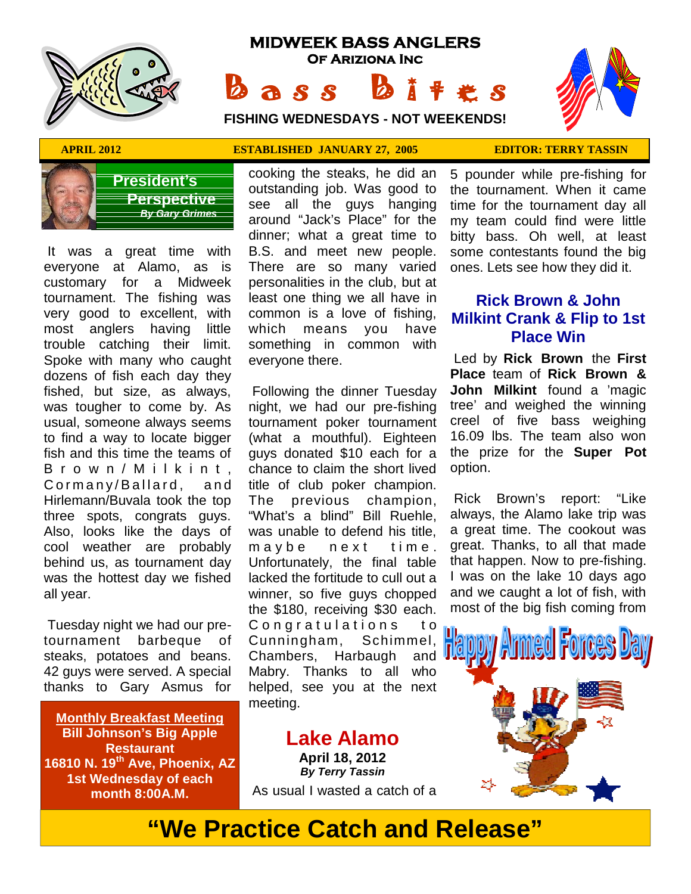# MIDWEEK BASS ANGLERS
### OF ARIZIONA INC

# Bass Bites

**FISHING WEDNESDAYS - NOT WEEKENDS!**

**APRIL 2012** | **ESTABLISHED JANUARY 27, 2005** | **EDITOR: TERRY TASSIN**

## President's Perspective
***By Gary Grimes***

It was a great time with everyone at Alamo, as is customary for a Midweek tournament. The fishing was very good to excellent, with most anglers having little trouble catching their limit. Spoke with many who caught dozens of fish each day they fished, but size, as always, was tougher to come by. As usual, someone always seems to find a way to locate bigger fish and this time the teams of Brown/Milkint, Cormany/Ballard, and Hirlemann/Buvala took the top three spots, congrats guys. Also, looks like the days of cool weather are probably behind us, as tournament day was the hottest day we fished all year.

Tuesday night we had our pre-tournament barbeque of steaks, potatoes and beans. 42 guys were served. A special thanks to Gary Asmus for cooking the steaks, he did an outstanding job. Was good to see all the guys hanging around "Jack's Place" for the dinner; what a great time to B.S. and meet new people. There are so many varied personalities in the club, but at least one thing we all have in common is a love of fishing, which means you have something in common with everyone there.

Following the dinner Tuesday night, we had our pre-fishing tournament poker tournament (what a mouthful). Eighteen guys donated $10 each for a chance to claim the short lived title of club poker champion. The previous champion, "What's a blind" Bill Ruehle, was unable to defend his title, maybe next time. Unfortunately, the final table lacked the fortitude to cull out a winner, so five guys chopped the $180, receiving $30 each. Congratulations to Cunningham, Schimmel, Chambers, Harbaugh and Mabry. Thanks to all who helped, see you at the next meeting.

**Monthly Breakfast Meeting**
**Bill Johnson's Big Apple Restaurant**
**16810 N. 19th Ave, Phoenix, AZ**
**1st Wednesday of each month 8:00A.M.**

## Lake Alamo
**April 18, 2012**
***By Terry Tassin***

As usual I wasted a catch of a 5 pounder while pre-fishing for the tournament. When it came time for the tournament day all my team could find were little bitty bass. Oh well, at least some contestants found the big ones. Lets see how they did it.

## Rick Brown & John Milkint Crank & Flip to 1st Place Win

Led by **Rick Brown** the **First Place** team of **Rick Brown & John Milkint** found a 'magic tree' and weighed the winning creel of five bass weighing 16.09 lbs. The team also won the prize for the **Super Pot** option.

Rick Brown's report: "Like always, the Alamo lake trip was a great time. The cookout was great. Thanks, to all that made that happen. Now to pre-fishing. I was on the lake 10 days ago and we caught a lot of fish, with most of the big fish coming from

**Happy Armed Forces Day**

# "We Practice Catch and Release"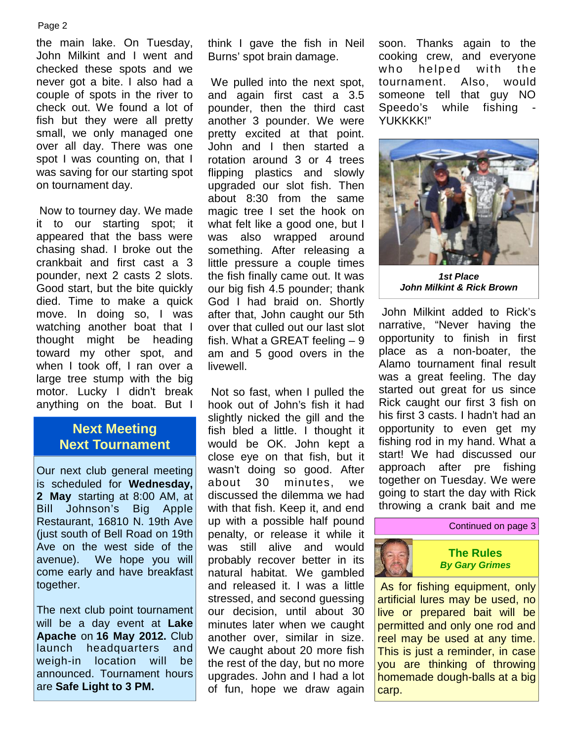the main lake. On Tuesday, John Milkint and I went and checked these spots and we never got a bite. I also had a couple of spots in the river to check out. We found a lot of fish but they were all pretty small, we only managed one over all day. There was one spot I was counting on, that I was saving for our starting spot on tournament day.

Now to tourney day. We made it to our starting spot; it appeared that the bass were chasing shad. I broke out the crankbait and first cast a 3 pounder, next 2 casts 2 slots. Good start, but the bite quickly died. Time to make a quick move. In doing so, I was watching another boat that I thought might be heading toward my other spot, and when I took off, I ran over a large tree stump with the big motor. Lucky I didn't break anything on the boat. But I think I gave the fish in Neil Burns' spot brain damage.

We pulled into the next spot, and again first cast a 3.5 pounder, then the third cast another 3 pounder. We were pretty excited at that point. John and I then started a rotation around 3 or 4 trees flipping plastics and slowly upgraded our slot fish. Then about 8:30 from the same magic tree I set the hook on what felt like a good one, but I was also wrapped around something. After releasing a little pressure a couple times the fish finally came out. It was our big fish 4.5 pounder; thank God I had braid on. Shortly after that, John caught our 5th over that culled out our last slot fish. What a GREAT feeling – 9 am and 5 good overs in the livewell.

Not so fast, when I pulled the hook out of John's fish it had slightly nicked the gill and the fish bled a little. I thought it would be OK. John kept a close eye on that fish, but it wasn't doing so good. After about 30 minutes, we discussed the dilemma we had with that fish. Keep it, and end up with a possible half pound penalty, or release it while it was still alive and would probably recover better in its natural habitat. We gambled and released it. I was a little stressed, and second guessing our decision, until about 30 minutes later when we caught another over, similar in size. We caught about 20 more fish the rest of the day, but no more upgrades. John and I had a lot of fun, hope we draw again soon. Thanks again to the cooking crew, and everyone who helped with the tournament. Also, would someone tell that guy NO Speedo's while fishing - YUKKKK!"

***1st Place***
***John Milkint & Rick Brown***

John Milkint added to Rick's narrative, "Never having the opportunity to finish in first place as a non-boater, the Alamo tournament final result was a great feeling. The day started out great for us since Rick caught our first 3 fish on his first 3 casts. I hadn't had an opportunity to even get my fishing rod in my hand. What a start! We had discussed our approach after pre fishing together on Tuesday. We were going to start the day with Rick throwing a crank bait and me

Continued on page 3

## Next Meeting
## Next Tournament

Our next club general meeting is scheduled for **Wednesday, 2 May** starting at 8:00 AM, at Bill Johnson's Big Apple Restaurant, 16810 N. 19th Ave (just south of Bell Road on 19th Ave on the west side of the avenue). We hope you will come early and have breakfast together.

The next club point tournament will be a day event at **Lake Apache** on **16 May 2012.** Club launch headquarters and weigh-in location will be announced. Tournament hours are **Safe Light to 3 PM.**

## The Rules
***By Gary Grimes***

As for fishing equipment, only artificial lures may be used, no live or prepared bait will be permitted and only one rod and reel may be used at any time. This is just a reminder, in case you are thinking of throwing homemade dough-balls at a big carp.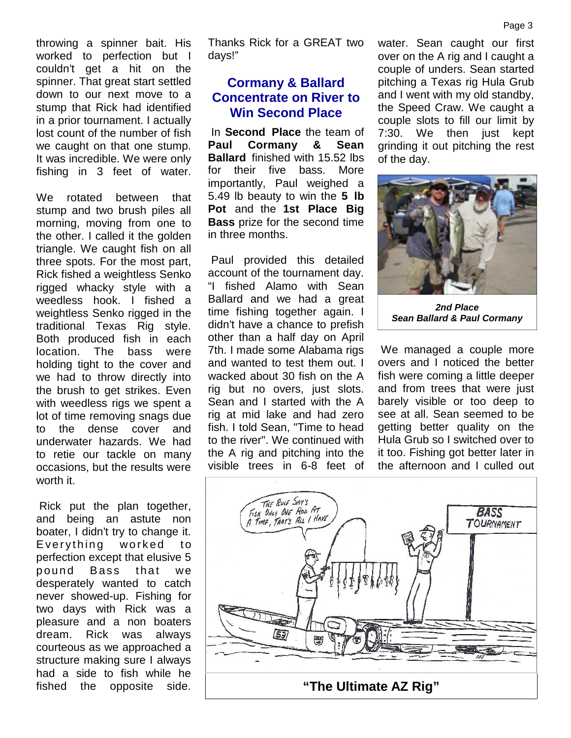throwing a spinner bait. His worked to perfection but I couldn't get a hit on the spinner. That great start settled down to our next move to a stump that Rick had identified in a prior tournament. I actually lost count of the number of fish we caught on that one stump. It was incredible. We were only fishing in 3 feet of water.

We rotated between that stump and two brush piles all morning, moving from one to the other. I called it the golden triangle. We caught fish on all three spots. For the most part, Rick fished a weightless Senko rigged whacky style with a weedless hook. I fished a weightless Senko rigged in the traditional Texas Rig style. Both produced fish in each location. The bass were holding tight to the cover and we had to throw directly into the brush to get strikes. Even with weedless rigs we spent a lot of time removing snags due to the dense cover and underwater hazards. We had to retie our tackle on many occasions, but the results were worth it.

Rick put the plan together, and being an astute non boater, I didn't try to change it. Everything worked to perfection except that elusive 5 pound Bass that we desperately wanted to catch never showed-up. Fishing for two days with Rick was a pleasure and a non boaters dream. Rick was always courteous as we approached a structure making sure I always had a side to fish while he fished the opposite side. Thanks Rick for a GREAT two days!"

## Cormany & Ballard Concentrate on River to Win Second Place

In **Second Place** the team of **Paul Cormany & Sean Ballard** finished with 15.52 lbs for their five bass. More importantly, Paul weighed a 5.49 lb beauty to win the **5 lb Pot** and the **1st Place Big Bass** prize for the second time in three months.

Paul provided this detailed account of the tournament day. "I fished Alamo with Sean Ballard and we had a great time fishing together again. I didn't have a chance to prefish other than a half day on April 7th. I made some Alabama rigs and wanted to test them out. I wacked about 30 fish on the A rig but no overs, just slots. Sean and I started with the A rig at mid lake and had zero fish. I told Sean, "Time to head to the river". We continued with the A rig and pitching into the visible trees in 6-8 feet of water. Sean caught our first over on the A rig and I caught a couple of unders. Sean started pitching a Texas rig Hula Grub and I went with my old standby, the Speed Craw. We caught a couple slots to fill our limit by 7:30. We then just kept grinding it out pitching the rest of the day.

***2nd Place***
***Sean Ballard & Paul Cormany***

We managed a couple more overs and I noticed the better fish were coming a little deeper and from trees that were just barely visible or too deep to see at all. Sean seemed to be getting better quality on the Hula Grub so I switched over to it too. Fishing got better later in the afternoon and I culled out

**"The Ultimate AZ Rig"**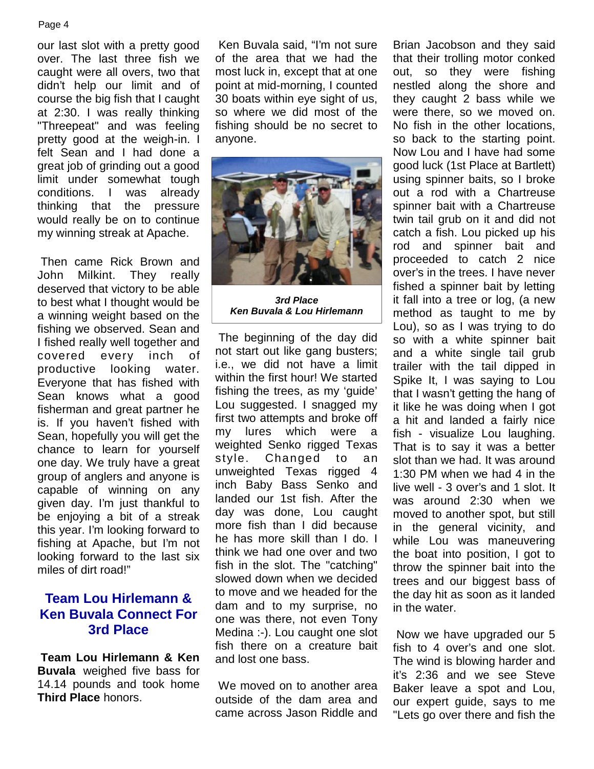our last slot with a pretty good over. The last three fish we caught were all overs, two that didn't help our limit and of course the big fish that I caught at 2:30. I was really thinking "Threepeat" and was feeling pretty good at the weigh-in. I felt Sean and I had done a great job of grinding out a good limit under somewhat tough conditions. I was already thinking that the pressure would really be on to continue my winning streak at Apache.

Then came Rick Brown and John Milkint. They really deserved that victory to be able to best what I thought would be a winning weight based on the fishing we observed. Sean and I fished really well together and covered every inch of productive looking water. Everyone that has fished with Sean knows what a good fisherman and great partner he is. If you haven't fished with Sean, hopefully you will get the chance to learn for yourself one day. We truly have a great group of anglers and anyone is capable of winning on any given day. I'm just thankful to be enjoying a bit of a streak this year. I'm looking forward to fishing at Apache, but I'm not looking forward to the last six miles of dirt road!"

## Team Lou Hirlemann & Ken Buvala Connect For 3rd Place

**Team Lou Hirlemann & Ken Buvala** weighed five bass for 14.14 pounds and took home **Third Place** honors.

Ken Buvala said, "I'm not sure of the area that we had the most luck in, except that at one point at mid-morning, I counted 30 boats within eye sight of us, so where we did most of the fishing should be no secret to anyone.

***3rd Place***
***Ken Buvala & Lou Hirlemann***

The beginning of the day did not start out like gang busters; i.e., we did not have a limit within the first hour! We started fishing the trees, as my 'guide' Lou suggested. I snagged my first two attempts and broke off my lures which were a weighted Senko rigged Texas style. Changed to an unweighted Texas rigged 4 inch Baby Bass Senko and landed our 1st fish. After the day was done, Lou caught more fish than I did because he has more skill than I do. I think we had one over and two fish in the slot. The "catching" slowed down when we decided to move and we headed for the dam and to my surprise, no one was there, not even Tony Medina :-). Lou caught one slot fish there on a creature bait and lost one bass.

We moved on to another area outside of the dam area and came across Jason Riddle and Brian Jacobson and they said that their trolling motor conked out, so they were fishing nestled along the shore and they caught 2 bass while we were there, so we moved on. No fish in the other locations, so back to the starting point. Now Lou and I have had some good luck (1st Place at Bartlett) using spinner baits, so I broke out a rod with a Chartreuse spinner bait with a Chartreuse twin tail grub on it and did not catch a fish. Lou picked up his rod and spinner bait and proceeded to catch 2 nice over's in the trees. I have never fished a spinner bait by letting it fall into a tree or log, (a new method as taught to me by Lou), so as I was trying to do so with a white spinner bait and a white single tail grub trailer with the tail dipped in Spike It, I was saying to Lou that I wasn't getting the hang of it like he was doing when I got a hit and landed a fairly nice fish - visualize Lou laughing. That is to say it was a better slot than we had. It was around 1:30 PM when we had 4 in the live well - 3 over's and 1 slot. It was around 2:30 when we moved to another spot, but still in the general vicinity, and while Lou was maneuvering the boat into position, I got to throw the spinner bait into the trees and our biggest bass of the day hit as soon as it landed in the water.

Now we have upgraded our 5 fish to 4 over's and one slot. The wind is blowing harder and it's 2:36 and we see Steve Baker leave a spot and Lou, our expert guide, says to me "Lets go over there and fish the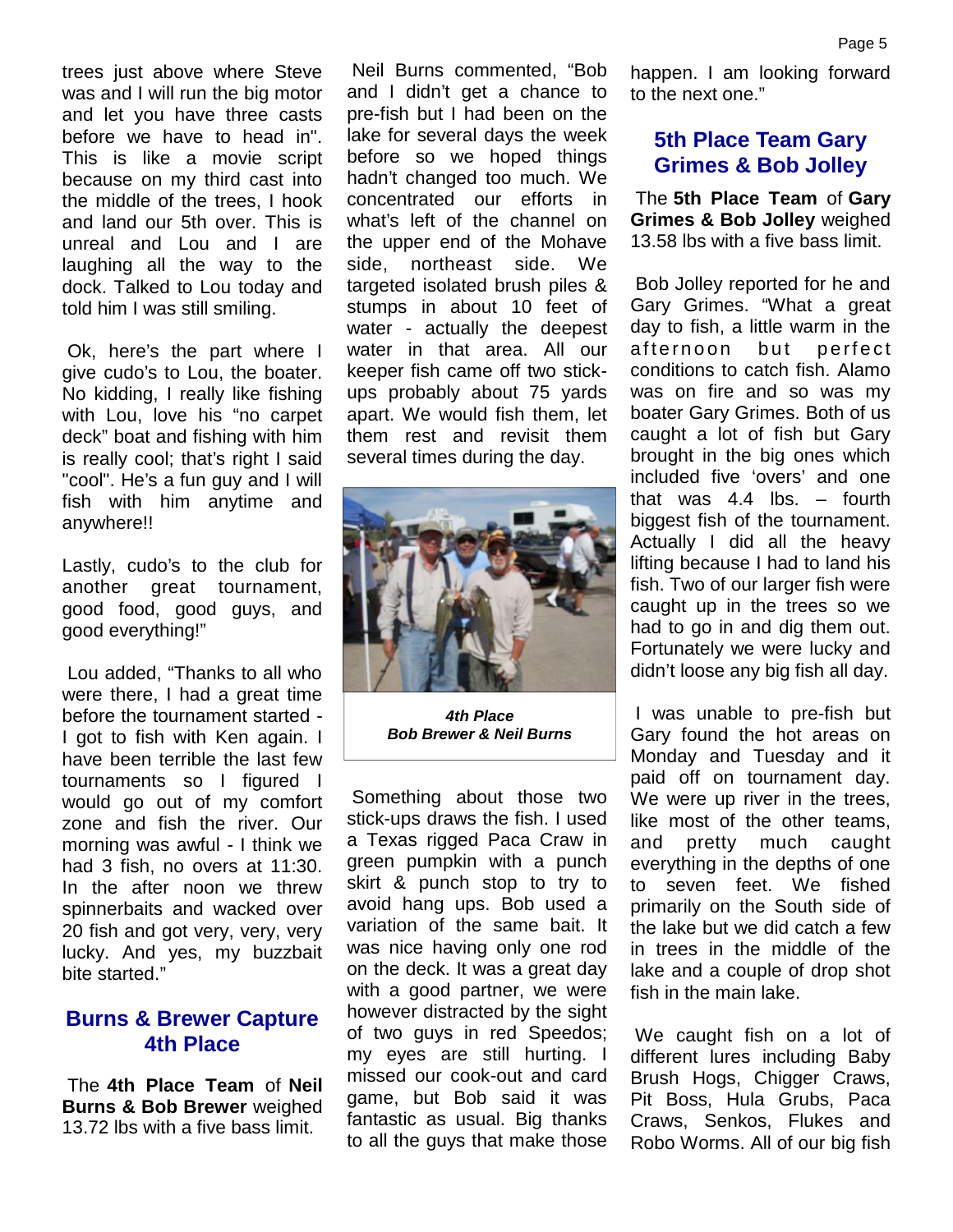trees just above where Steve was and I will run the big motor and let you have three casts before we have to head in". This is like a movie script because on my third cast into the middle of the trees, I hook and land our 5th over. This is unreal and Lou and I are laughing all the way to the dock. Talked to Lou today and told him I was still smiling.

Ok, here's the part where I give cudo's to Lou, the boater. No kidding, I really like fishing with Lou, love his "no carpet deck" boat and fishing with him is really cool; that's right I said "cool". He's a fun guy and I will fish with him anytime and anywhere!!

Lastly, cudo's to the club for another great tournament, good food, good guys, and good everything!"

Lou added, "Thanks to all who were there, I had a great time before the tournament started - I got to fish with Ken again. I have been terrible the last few tournaments so I figured I would go out of my comfort zone and fish the river. Our morning was awful - I think we had 3 fish, no overs at 11:30. In the after noon we threw spinnerbaits and wacked over 20 fish and got very, very, very lucky. And yes, my buzzbait bite started."

## Burns & Brewer Capture 4th Place

The **4th Place Team** of **Neil Burns & Bob Brewer** weighed 13.72 lbs with a five bass limit.

Neil Burns commented, "Bob and I didn't get a chance to pre-fish but I had been on the lake for several days the week before so we hoped things hadn't changed too much. We concentrated our efforts in what's left of the channel on the upper end of the Mohave side, northeast side. We targeted isolated brush piles & stumps in about 10 feet of water - actually the deepest water in that area. All our keeper fish came off two stick-ups probably about 75 yards apart. We would fish them, let them rest and revisit them several times during the day.

***4th Place***
***Bob Brewer & Neil Burns***

Something about those two stick-ups draws the fish. I used a Texas rigged Paca Craw in green pumpkin with a punch skirt & punch stop to try to avoid hang ups. Bob used a variation of the same bait. It was nice having only one rod on the deck. It was a great day with a good partner, we were however distracted by the sight of two guys in red Speedos; my eyes are still hurting. I missed our cook-out and card game, but Bob said it was fantastic as usual. Big thanks to all the guys that make those happen. I am looking forward to the next one."

## 5th Place Team Gary Grimes & Bob Jolley

The **5th Place Team** of **Gary Grimes & Bob Jolley** weighed 13.58 lbs with a five bass limit.

Bob Jolley reported for he and Gary Grimes. "What a great day to fish, a little warm in the afternoon but perfect conditions to catch fish. Alamo was on fire and so was my boater Gary Grimes. Both of us caught a lot of fish but Gary brought in the big ones which included five 'overs' and one that was 4.4 lbs. – fourth biggest fish of the tournament. Actually I did all the heavy lifting because I had to land his fish. Two of our larger fish were caught up in the trees so we had to go in and dig them out. Fortunately we were lucky and didn't loose any big fish all day.

I was unable to pre-fish but Gary found the hot areas on Monday and Tuesday and it paid off on tournament day. We were up river in the trees, like most of the other teams, and pretty much caught everything in the depths of one to seven feet. We fished primarily on the South side of the lake but we did catch a few in trees in the middle of the lake and a couple of drop shot fish in the main lake.

We caught fish on a lot of different lures including Baby Brush Hogs, Chigger Craws, Pit Boss, Hula Grubs, Paca Craws, Senkos, Flukes and Robo Worms. All of our big fish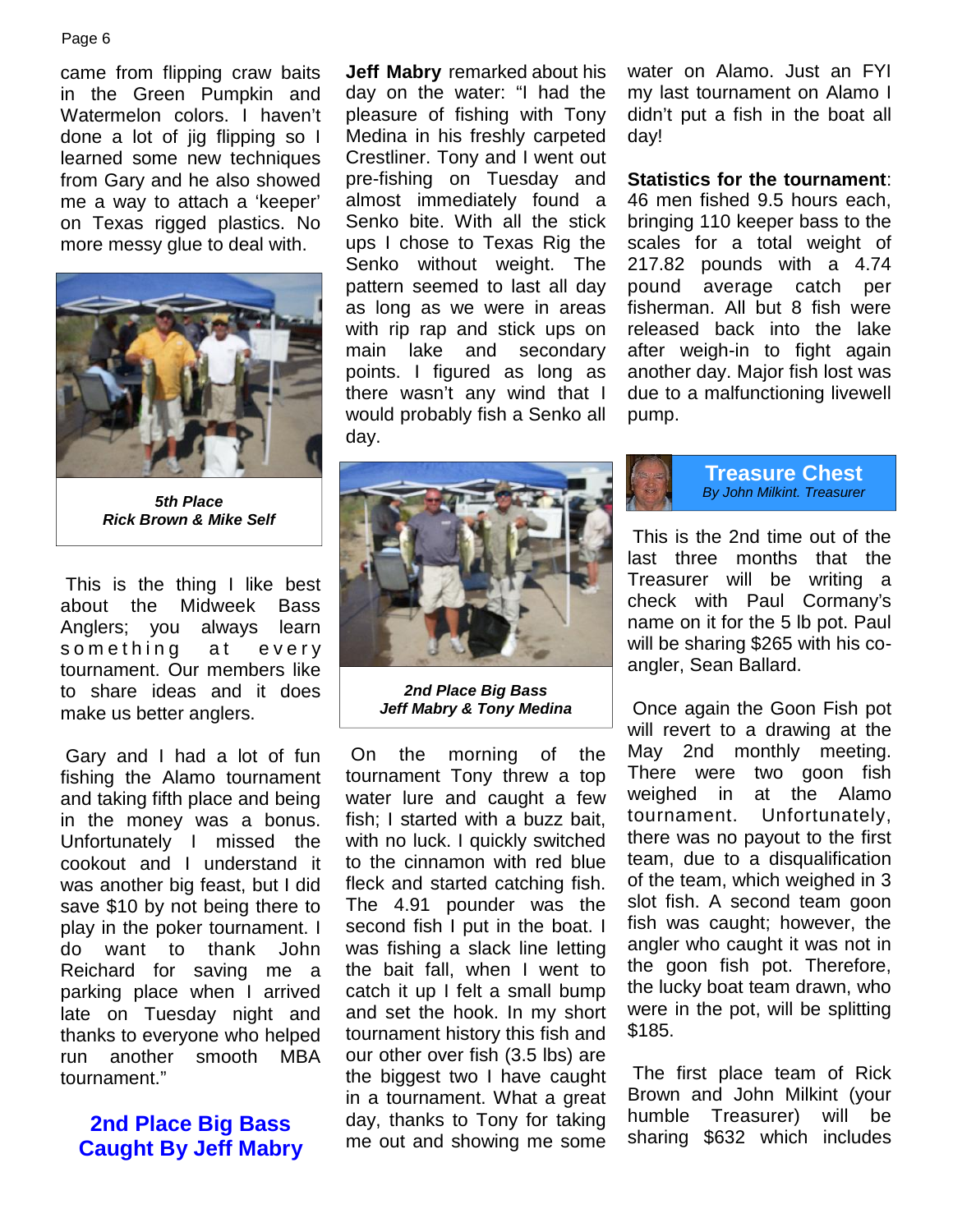came from flipping craw baits in the Green Pumpkin and Watermelon colors. I haven't done a lot of jig flipping so I learned some new techniques from Gary and he also showed me a way to attach a 'keeper' on Texas rigged plastics. No more messy glue to deal with.

***5th Place***
***Rick Brown & Mike Self***

This is the thing I like best about the Midweek Bass Anglers; you always learn something at every tournament. Our members like to share ideas and it does make us better anglers.

Gary and I had a lot of fun fishing the Alamo tournament and taking fifth place and being in the money was a bonus. Unfortunately I missed the cookout and I understand it was another big feast, but I did save $10 by not being there to play in the poker tournament. I do want to thank John Reichard for saving me a parking place when I arrived late on Tuesday night and thanks to everyone who helped run another smooth MBA tournament."

## 2nd Place Big Bass Caught By Jeff Mabry

**Jeff Mabry** remarked about his day on the water: "I had the pleasure of fishing with Tony Medina in his freshly carpeted Crestliner. Tony and I went out pre-fishing on Tuesday and almost immediately found a Senko bite. With all the stick ups I chose to Texas Rig the Senko without weight. The pattern seemed to last all day as long as we were in areas with rip rap and stick ups on main lake and secondary points. I figured as long as there wasn't any wind that I would probably fish a Senko all day.

***2nd Place Big Bass***
***Jeff Mabry & Tony Medina***

On the morning of the tournament Tony threw a top water lure and caught a few fish; I started with a buzz bait, with no luck. I quickly switched to the cinnamon with red blue fleck and started catching fish. The 4.91 pounder was the second fish I put in the boat. I was fishing a slack line letting the bait fall, when I went to catch it up I felt a small bump and set the hook. In my short tournament history this fish and our other over fish (3.5 lbs) are the biggest two I have caught in a tournament. What a great day, thanks to Tony for taking me out and showing me some water on Alamo. Just an FYI my last tournament on Alamo I didn't put a fish in the boat all day!

**Statistics for the tournament**: 46 men fished 9.5 hours each, bringing 110 keeper bass to the scales for a total weight of 217.82 pounds with a 4.74 pound average catch per fisherman. All but 8 fish were released back into the lake after weigh-in to fight again another day. Major fish lost was due to a malfunctioning livewell pump.

## Treasure Chest

*By John Milkint. Treasurer*

This is the 2nd time out of the last three months that the Treasurer will be writing a check with Paul Cormany's name on it for the 5 lb pot. Paul will be sharing $265 with his co-angler, Sean Ballard.

Once again the Goon Fish pot will revert to a drawing at the May 2nd monthly meeting. There were two goon fish weighed in at the Alamo tournament. Unfortunately, there was no payout to the first team, due to a disqualification of the team, which weighed in 3 slot fish. A second team goon fish was caught; however, the angler who caught it was not in the goon fish pot. Therefore, the lucky boat team drawn, who were in the pot, will be splitting $185.

The first place team of Rick Brown and John Milkint (your humble Treasurer) will be sharing $632 which includes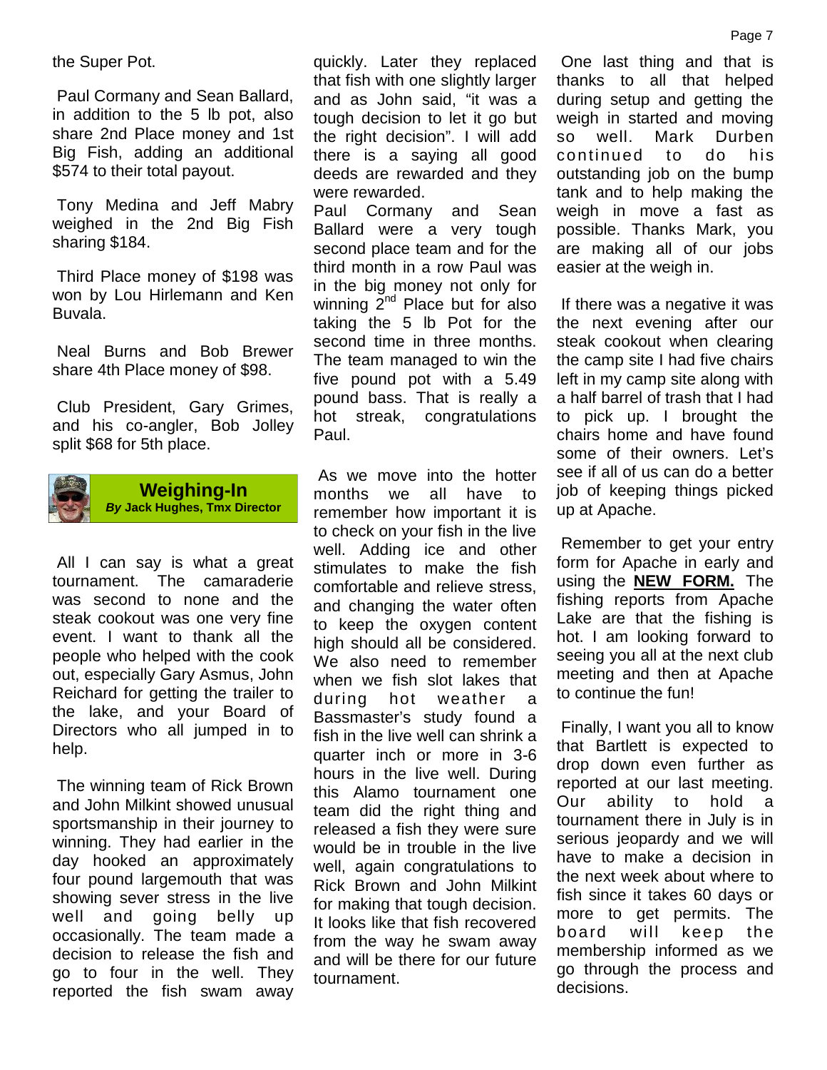the Super Pot.

Paul Cormany and Sean Ballard, in addition to the 5 lb pot, also share 2nd Place money and 1st Big Fish, adding an additional $574 to their total payout.

Tony Medina and Jeff Mabry weighed in the 2nd Big Fish sharing $184.

Third Place money of $198 was won by Lou Hirlemann and Ken Buvala.

Neal Burns and Bob Brewer share 4th Place money of $98.

Club President, Gary Grimes, and his co-angler, Bob Jolley split $68 for 5th place.

## Weighing-In

***By* Jack Hughes, Tmx Director**

All I can say is what a great tournament. The camaraderie was second to none and the steak cookout was one very fine event. I want to thank all the people who helped with the cook out, especially Gary Asmus, John Reichard for getting the trailer to the lake, and your Board of Directors who all jumped in to help.

The winning team of Rick Brown and John Milkint showed unusual sportsmanship in their journey to winning. They had earlier in the day hooked an approximately four pound largemouth that was showing sever stress in the live well and going belly up occasionally. The team made a decision to release the fish and go to four in the well. They reported the fish swam away quickly. Later they replaced that fish with one slightly larger and as John said, "it was a tough decision to let it go but the right decision". I will add there is a saying all good deeds are rewarded and they were rewarded.

Paul Cormany and Sean Ballard were a very tough second place team and for the third month in a row Paul was in the big money not only for winning 2nd Place but for also taking the 5 lb Pot for the second time in three months. The team managed to win the five pound pot with a 5.49 pound bass. That is really a hot streak, congratulations Paul.

As we move into the hotter months we all have to remember how important it is to check on your fish in the live well. Adding ice and other stimulates to make the fish comfortable and relieve stress, and changing the water often to keep the oxygen content high should all be considered. We also need to remember when we fish slot lakes that during hot weather a Bassmaster's study found a fish in the live well can shrink a quarter inch or more in 3-6 hours in the live well. During this Alamo tournament one team did the right thing and released a fish they were sure would be in trouble in the live well, again congratulations to Rick Brown and John Milkint for making that tough decision. It looks like that fish recovered from the way he swam away and will be there for our future tournament.

One last thing and that is thanks to all that helped during setup and getting the weigh in started and moving so well. Mark Durben continued to do his outstanding job on the bump tank and to help making the weigh in move a fast as possible. Thanks Mark, you are making all of our jobs easier at the weigh in.

If there was a negative it was the next evening after our steak cookout when clearing the camp site I had five chairs left in my camp site along with a half barrel of trash that I had to pick up. I brought the chairs home and have found some of their owners. Let's see if all of us can do a better job of keeping things picked up at Apache.

Remember to get your entry form for Apache in early and using the **NEW FORM.** The fishing reports from Apache Lake are that the fishing is hot. I am looking forward to seeing you all at the next club meeting and then at Apache to continue the fun!

Finally, I want you all to know that Bartlett is expected to drop down even further as reported at our last meeting. Our ability to hold a tournament there in July is in serious jeopardy and we will have to make a decision in the next week about where to fish since it takes 60 days or more to get permits. The board will keep the membership informed as we go through the process and decisions.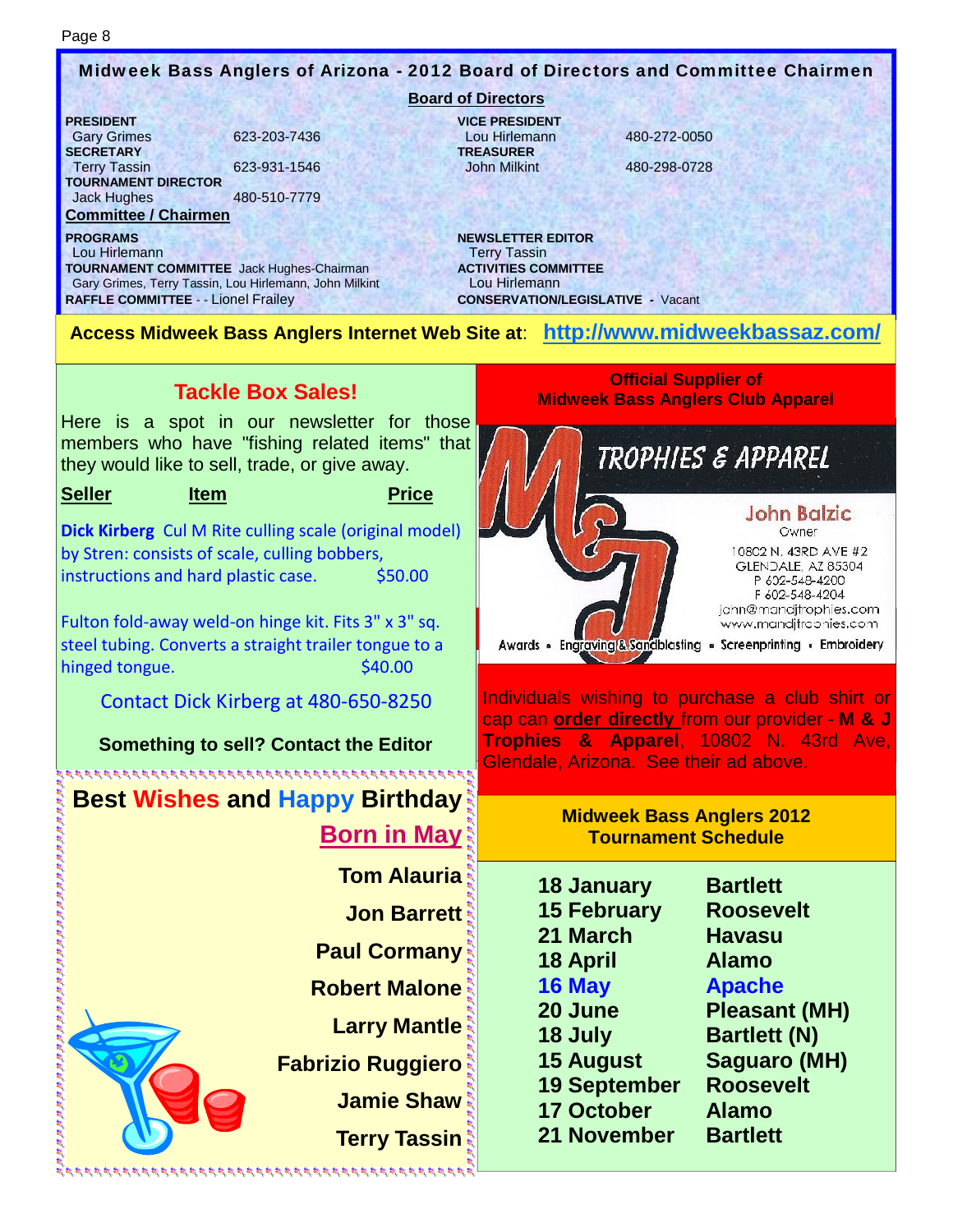## Midweek Bass Anglers of Arizona - 2012 Board of Directors and Committee Chairmen

**Board of Directors**

**PRESIDENT**
Gary Grimes 623-203-7436

**VICE PRESIDENT**
Lou Hirlemann 480-272-0050

**SECRETARY**
Terry Tassin 623-931-1546

**TREASURER**
John Milkint 480-298-0728

**TOURNAMENT DIRECTOR**
Jack Hughes 480-510-7779

**Committee / Chairmen**

**PROGRAMS**
Lou Hirlemann

**TOURNAMENT COMMITTEE** Jack Hughes-Chairman
Gary Grimes, Terry Tassin, Lou Hirlemann, John Milkint

**RAFFLE COMMITTEE** - - Lionel Frailey

**NEWSLETTER EDITOR**
Terry Tassin

**ACTIVITIES COMMITTEE**
Lou Hirlemann

**CONSERVATION/LEGISLATIVE** - Vacant

**Access Midweek Bass Anglers Internet Web Site at**: **http://www.midweekbassaz.com/**

## Tackle Box Sales!

Here is a spot in our newsletter for those members who have "fishing related items" that they would like to sell, trade, or give away.

| Seller | Item | Price |
|---|---|---|
| **Dick Kirberg** | Cul M Rite culling scale (original model) by Stren: consists of scale, culling bobbers, instructions and hard plastic case. | $50.00 |
| | Fulton fold-away weld-on hinge kit. Fits 3" x 3" sq. steel tubing. Converts a straight trailer tongue to a hinged tongue. | $40.00 |

Contact Dick Kirberg at 480-650-8250

**Something to sell? Contact the Editor**

## Best Wishes and Happy Birthday

### Born in May

**Tom Alauria**
**Jon Barrett**
**Paul Cormany**
**Robert Malone**
**Larry Mantle**
**Fabrizio Ruggiero**
**Jamie Shaw**
**Terry Tassin**

**Official Supplier of Midweek Bass Anglers Club Apparel**

M&J TROPHIES & APPAREL

John Balzic
Owner
10802 N. 43RD AVE #2
GLENDALE, AZ 85304
P 602-548-4200
F 602-548-4204
john@mandjtrophies.com
www.mandjtrophies.com

Awards • Engraving & Sandblasting • Screenprinting • Embroidery

Individuals wishing to purchase a club shirt or cap can **order directly** from our provider - **M & J Trophies & Apparel**, 10802 N. 43rd Ave, Glendale, Arizona. See their ad above.

**Midweek Bass Anglers 2012 Tournament Schedule**

| | |
|---|---|
| 18 January | Bartlett |
| 15 February | Roosevelt |
| 21 March | Havasu |
| 18 April | Alamo |
| 16 May | Apache |
| 20 June | Pleasant (MH) |
| 18 July | Bartlett (N) |
| 15 August | Saguaro (MH) |
| 19 September | Roosevelt |
| 17 October | Alamo |
| 21 November | Bartlett |